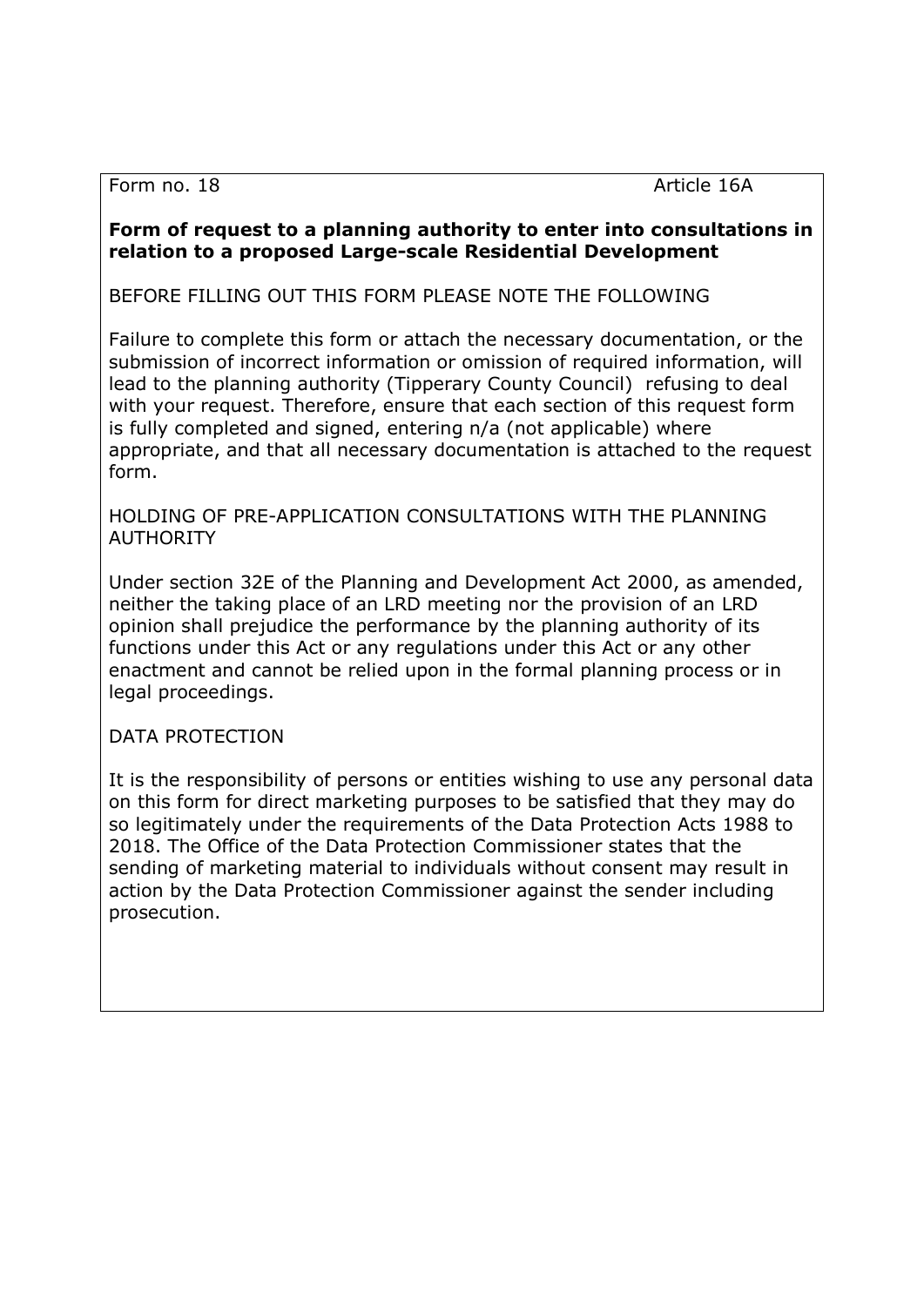Form no. 18 Article 16A

**Form of request to a planning authority to enter into consultations in relation to a proposed Large-scale Residential Development**

BEFORE FILLING OUT THIS FORM PLEASE NOTE THE FOLLOWING

Failure to complete this form or attach the necessary documentation, or the submission of incorrect information or omission of required information, will lead to the planning authority (Tipperary County Council) refusing to deal with your request. Therefore, ensure that each section of this request form is fully completed and signed, entering n/a (not applicable) where appropriate, and that all necessary documentation is attached to the request form.

HOLDING OF PRE-APPLICATION CONSULTATIONS WITH THE PLANNING AUTHORITY

Under section 32E of the Planning and Development Act 2000, as amended, neither the taking place of an LRD meeting nor the provision of an LRD opinion shall prejudice the performance by the planning authority of its functions under this Act or any regulations under this Act or any other enactment and cannot be relied upon in the formal planning process or in legal proceedings.

DATA PROTECTION

It is the responsibility of persons or entities wishing to use any personal data on this form for direct marketing purposes to be satisfied that they may do so legitimately under the requirements of the Data Protection Acts 1988 to 2018. The Office of the Data Protection Commissioner states that the sending of marketing material to individuals without consent may result in action by the Data Protection Commissioner against the sender including prosecution.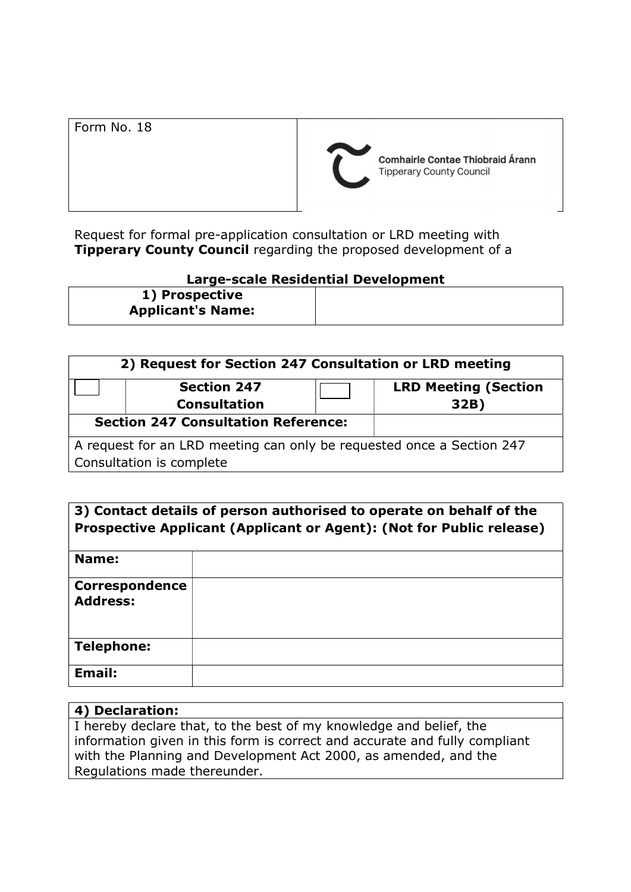| Form No. 18 | Comhairle Contae Thiobraid Árann<br>Tipperary County Council |
|---|---|

Request for formal pre-application consultation or LRD meeting with **Tipperary County Council** regarding the proposed development of a

**Large-scale Residential Development**

| **1) Prospective Applicant's Name:** | |
|---|---|

| **2) Request for Section 247 Consultation or LRD meeting** | | | |
|---|---|---|---|
| ☐ | **Section 247 Consultation** | ☐ | **LRD Meeting (Section 32B)** |
| **Section 247 Consultation Reference:** | | | |
| A request for an LRD meeting can only be requested once a Section 247 Consultation is complete | | | |

| **3) Contact details of person authorised to operate on behalf of the Prospective Applicant (Applicant or Agent): (Not for Public release)** | |
|---|---|
| **Name:** | |
| **Correspondence Address:** | |
| **Telephone:** | |
| **Email:** | |

| **4) Declaration:** |
|---|
| I hereby declare that, to the best of my knowledge and belief, the information given in this form is correct and accurate and fully compliant with the Planning and Development Act 2000, as amended, and the Regulations made thereunder. |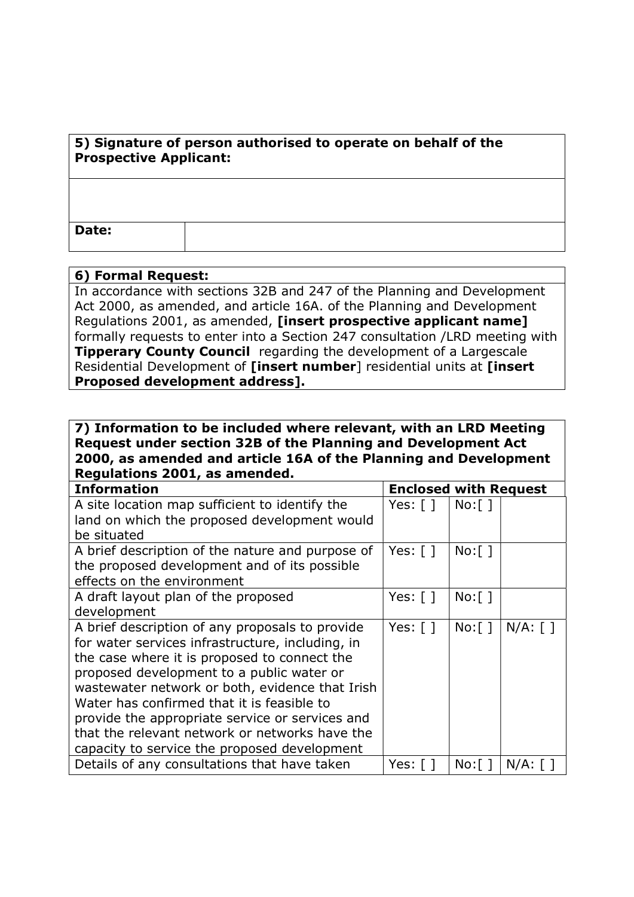| **5) Signature of person authorised to operate on behalf of the Prospective Applicant:** | |
|---|---|
| | |
| **Date:** | |

| **6) Formal Request:** |
|---|
| In accordance with sections 32B and 247 of the Planning and Development Act 2000, as amended, and article 16A. of the Planning and Development Regulations 2001, as amended, **[insert prospective applicant name]** formally requests to enter into a Section 247 consultation /LRD meeting with **Tipperary County Council** regarding the development of a Largescale Residential Development of **[insert number**] residential units at **[insert Proposed development address].** |

| **7) Information to be included where relevant, with an LRD Meeting Request under section 32B of the Planning and Development Act 2000, as amended and article 16A of the Planning and Development Regulations 2001, as amended.** | | | |
|---|---|---|---|
| **Information** | **Enclosed with Request** | | |
| A site location map sufficient to identify the land on which the proposed development would be situated | Yes: [ ] | No:[ ] | |
| A brief description of the nature and purpose of the proposed development and of its possible effects on the environment | Yes: [ ] | No:[ ] | |
| A draft layout plan of the proposed development | Yes: [ ] | No:[ ] | |
| A brief description of any proposals to provide for water services infrastructure, including, in the case where it is proposed to connect the proposed development to a public water or wastewater network or both, evidence that Irish Water has confirmed that it is feasible to provide the appropriate service or services and that the relevant network or networks have the capacity to service the proposed development | Yes: [ ] | No:[ ] | N/A: [ ] |
| Details of any consultations that have taken | Yes: [ ] | No:[ ] | N/A: [ ] |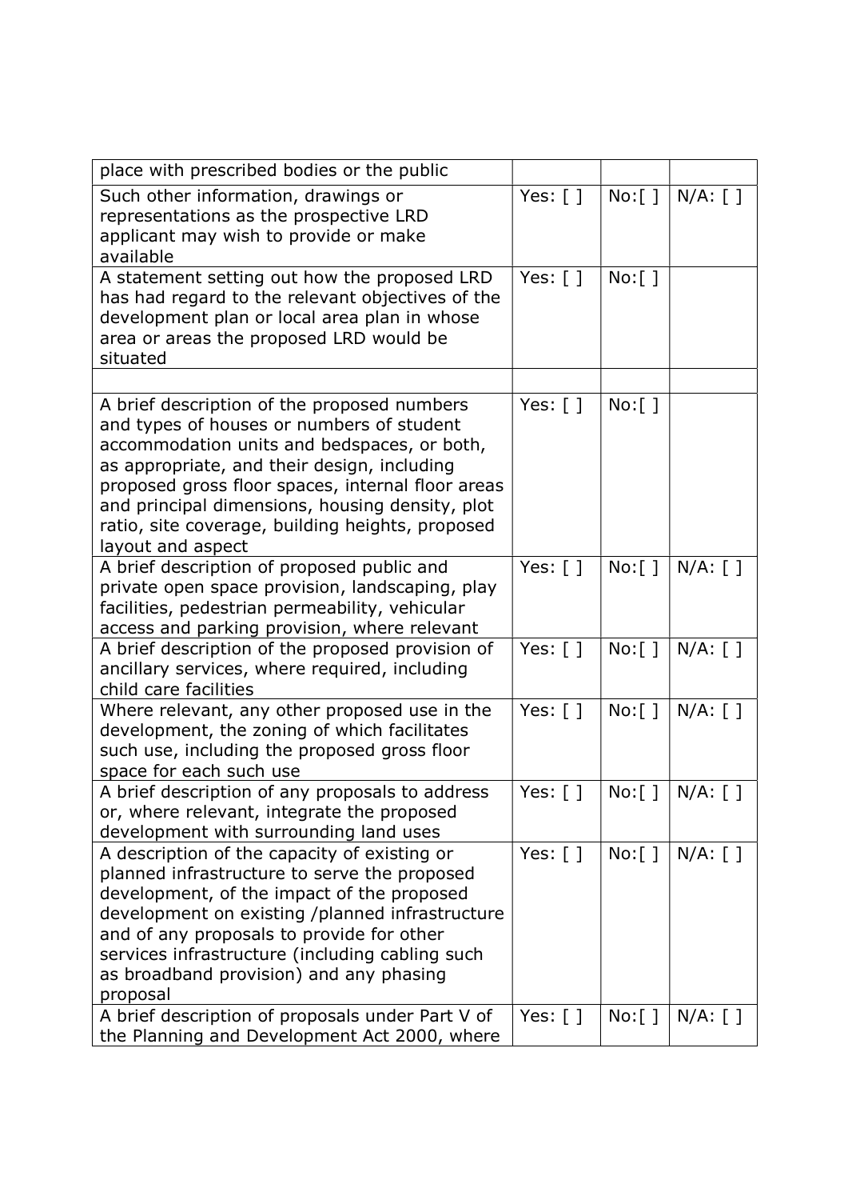| place with prescribed bodies or the public | | | |
|---|---|---|---|
| Such other information, drawings or representations as the prospective LRD applicant may wish to provide or make available | Yes: [ ] | No:[ ] | N/A: [ ] |
| A statement setting out how the proposed LRD has had regard to the relevant objectives of the development plan or local area plan in whose area or areas the proposed LRD would be situated | Yes: [ ] | No:[ ] | |
| | | | |
| A brief description of the proposed numbers and types of houses or numbers of student accommodation units and bedspaces, or both, as appropriate, and their design, including proposed gross floor spaces, internal floor areas and principal dimensions, housing density, plot ratio, site coverage, building heights, proposed layout and aspect | Yes: [ ] | No:[ ] | |
| A brief description of proposed public and private open space provision, landscaping, play facilities, pedestrian permeability, vehicular access and parking provision, where relevant | Yes: [ ] | No:[ ] | N/A: [ ] |
| A brief description of the proposed provision of ancillary services, where required, including child care facilities | Yes: [ ] | No:[ ] | N/A: [ ] |
| Where relevant, any other proposed use in the development, the zoning of which facilitates such use, including the proposed gross floor space for each such use | Yes: [ ] | No:[ ] | N/A: [ ] |
| A brief description of any proposals to address or, where relevant, integrate the proposed development with surrounding land uses | Yes: [ ] | No:[ ] | N/A: [ ] |
| A description of the capacity of existing or planned infrastructure to serve the proposed development, of the impact of the proposed development on existing /planned infrastructure and of any proposals to provide for other services infrastructure (including cabling such as broadband provision) and any phasing proposal | Yes: [ ] | No:[ ] | N/A: [ ] |
| A brief description of proposals under Part V of the Planning and Development Act 2000, where | Yes: [ ] | No:[ ] | N/A: [ ] |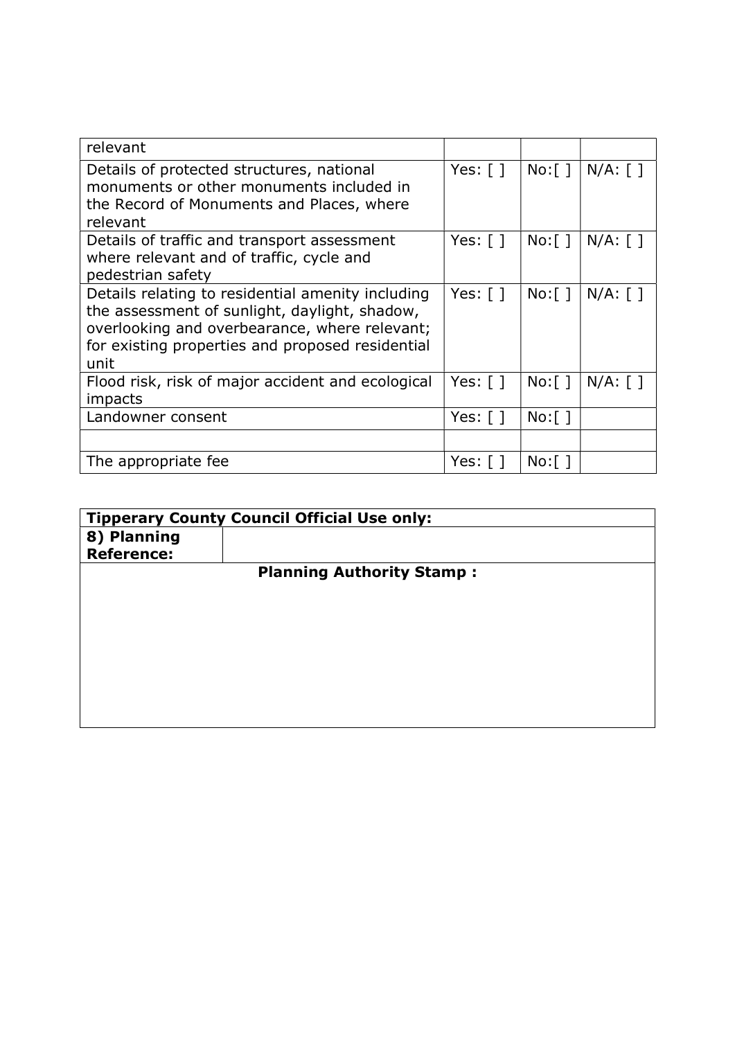| | | | |
|---|---|---|---|
| relevant | | | |
| Details of protected structures, national monuments or other monuments included in the Record of Monuments and Places, where relevant | Yes: [ ] | No:[ ] | N/A: [ ] |
| Details of traffic and transport assessment where relevant and of traffic, cycle and pedestrian safety | Yes: [ ] | No:[ ] | N/A: [ ] |
| Details relating to residential amenity including the assessment of sunlight, daylight, shadow, overlooking and overbearance, where relevant; for existing properties and proposed residential unit | Yes: [ ] | No:[ ] | N/A: [ ] |
| Flood risk, risk of major accident and ecological impacts | Yes: [ ] | No:[ ] | N/A: [ ] |
| Landowner consent | Yes: [ ] | No:[ ] | |
| | | | |
| The appropriate fee | Yes: [ ] | No:[ ] | |

| **Tipperary County Council Official Use only:** | |
|---|---|
| **8) Planning Reference:** | |
| **Planning Authority Stamp :** | |